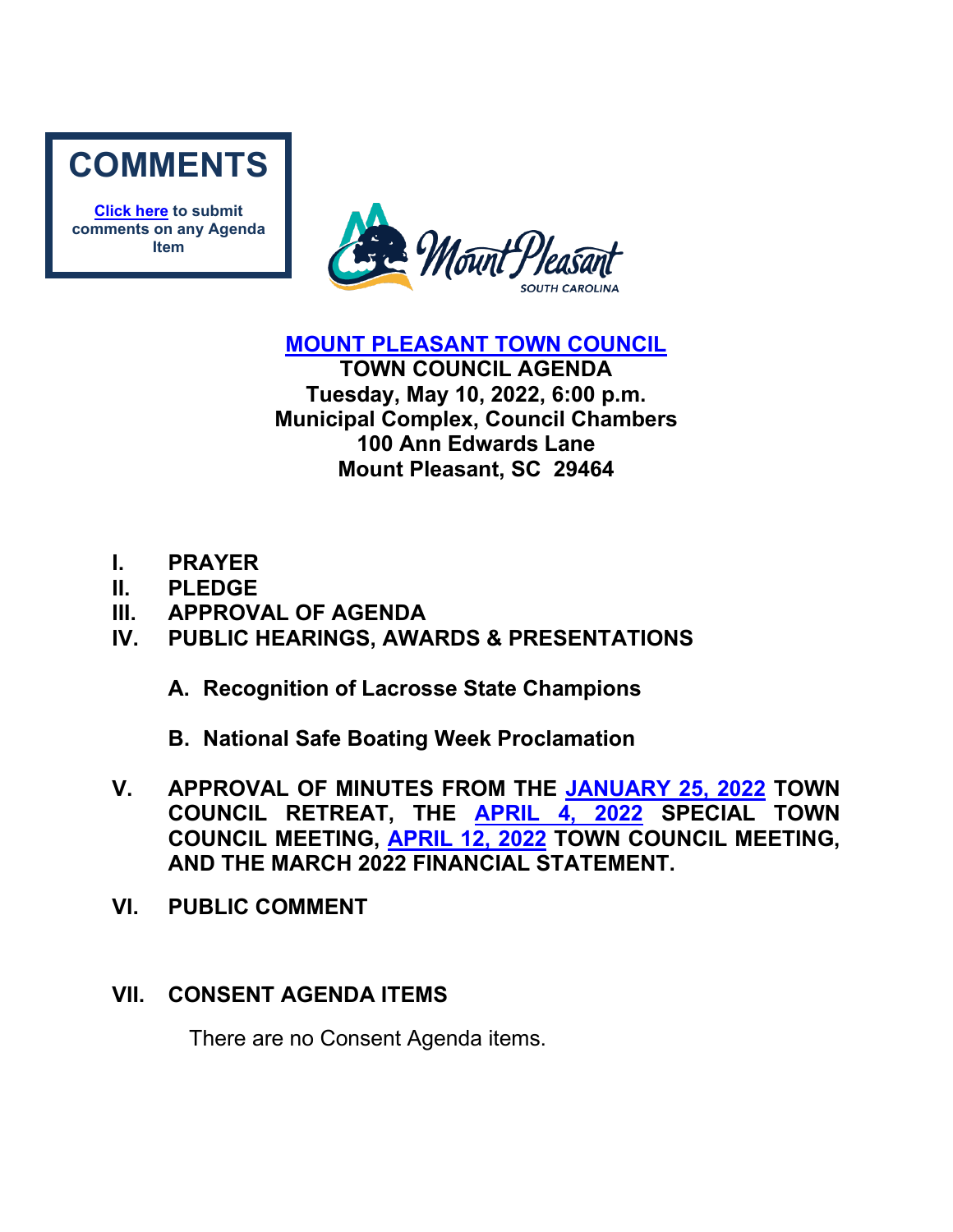**COMMENTS**

**Click here to submit comments on any Agenda Item**

# MOUNT PLEASANT TOWN COUNCIL

**TOWN COUNCIL AGENDA**
**Tuesday, May 10, 2022, 6:00 p.m.**
**Municipal Complex, Council Chambers**
**100 Ann Edwards Lane**
**Mount Pleasant, SC 29464**

**I. PRAYER**

**II. PLEDGE**

**III. APPROVAL OF AGENDA**

**IV. PUBLIC HEARINGS, AWARDS & PRESENTATIONS**

**A. Recognition of Lacrosse State Champions**

**B. National Safe Boating Week Proclamation**

**V. APPROVAL OF MINUTES FROM THE JANUARY 25, 2022 TOWN COUNCIL RETREAT, THE APRIL 4, 2022 SPECIAL TOWN COUNCIL MEETING, APRIL 12, 2022 TOWN COUNCIL MEETING, AND THE MARCH 2022 FINANCIAL STATEMENT.**

**VI. PUBLIC COMMENT**

**VII. CONSENT AGENDA ITEMS**

There are no Consent Agenda items.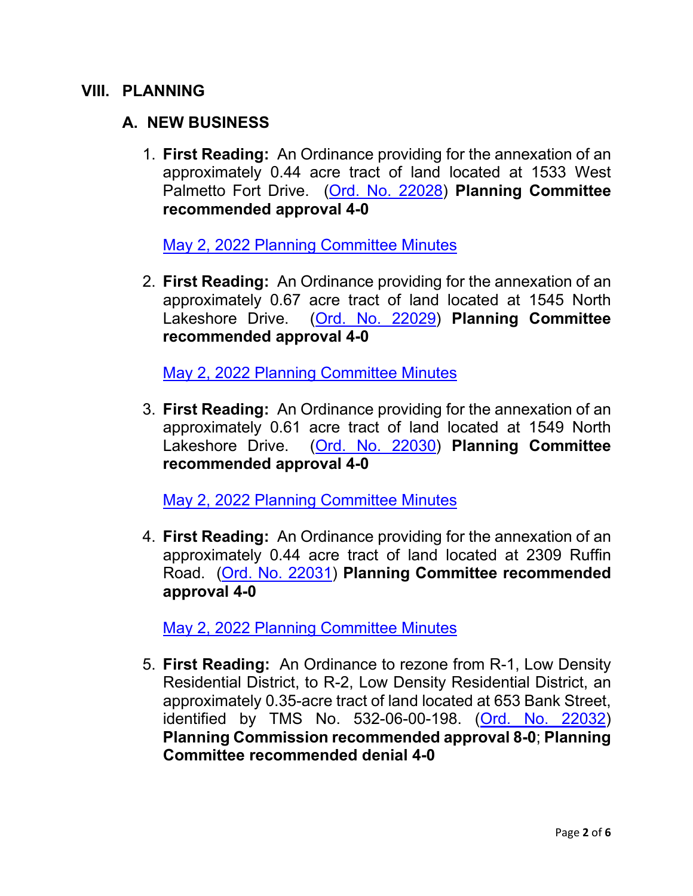# VIII. PLANNING

## A. NEW BUSINESS

1. **First Reading:** An Ordinance providing for the annexation of an approximately 0.44 acre tract of land located at 1533 West Palmetto Fort Drive. (Ord. No. 22028) **Planning Committee recommended approval 4-0**

   May 2, 2022 Planning Committee Minutes

2. **First Reading:** An Ordinance providing for the annexation of an approximately 0.67 acre tract of land located at 1545 North Lakeshore Drive. (Ord. No. 22029) **Planning Committee recommended approval 4-0**

   May 2, 2022 Planning Committee Minutes

3. **First Reading:** An Ordinance providing for the annexation of an approximately 0.61 acre tract of land located at 1549 North Lakeshore Drive. (Ord. No. 22030) **Planning Committee recommended approval 4-0**

   May 2, 2022 Planning Committee Minutes

4. **First Reading:** An Ordinance providing for the annexation of an approximately 0.44 acre tract of land located at 2309 Ruffin Road. (Ord. No. 22031) **Planning Committee recommended approval 4-0**

   May 2, 2022 Planning Committee Minutes

5. **First Reading:** An Ordinance to rezone from R-1, Low Density Residential District, to R-2, Low Density Residential District, an approximately 0.35-acre tract of land located at 653 Bank Street, identified by TMS No. 532-06-00-198. (Ord. No. 22032) **Planning Commission recommended approval 8-0**; **Planning Committee recommended denial 4-0**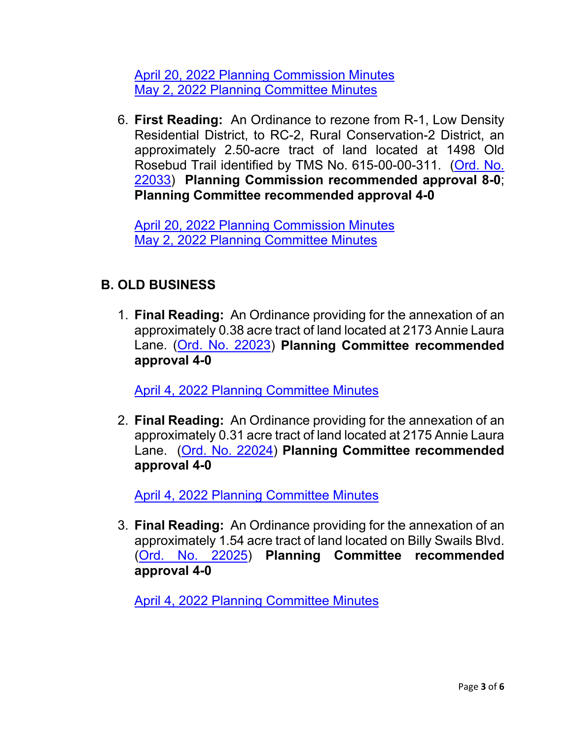April 20, 2022 Planning Commission Minutes
May 2, 2022 Planning Committee Minutes

6. **First Reading:** An Ordinance to rezone from R-1, Low Density Residential District, to RC-2, Rural Conservation-2 District, an approximately 2.50-acre tract of land located at 1498 Old Rosebud Trail identified by TMS No. 615-00-00-311. (Ord. No. 22033) **Planning Commission recommended approval 8-0**; **Planning Committee recommended approval 4-0**

   April 20, 2022 Planning Commission Minutes
   May 2, 2022 Planning Committee Minutes

## B. OLD BUSINESS

1. **Final Reading:** An Ordinance providing for the annexation of an approximately 0.38 acre tract of land located at 2173 Annie Laura Lane. (Ord. No. 22023) **Planning Committee recommended approval 4-0**

   April 4, 2022 Planning Committee Minutes

2. **Final Reading:** An Ordinance providing for the annexation of an approximately 0.31 acre tract of land located at 2175 Annie Laura Lane. (Ord. No. 22024) **Planning Committee recommended approval 4-0**

   April 4, 2022 Planning Committee Minutes

3. **Final Reading:** An Ordinance providing for the annexation of an approximately 1.54 acre tract of land located on Billy Swails Blvd. (Ord. No. 22025) **Planning Committee recommended approval 4-0**

   April 4, 2022 Planning Committee Minutes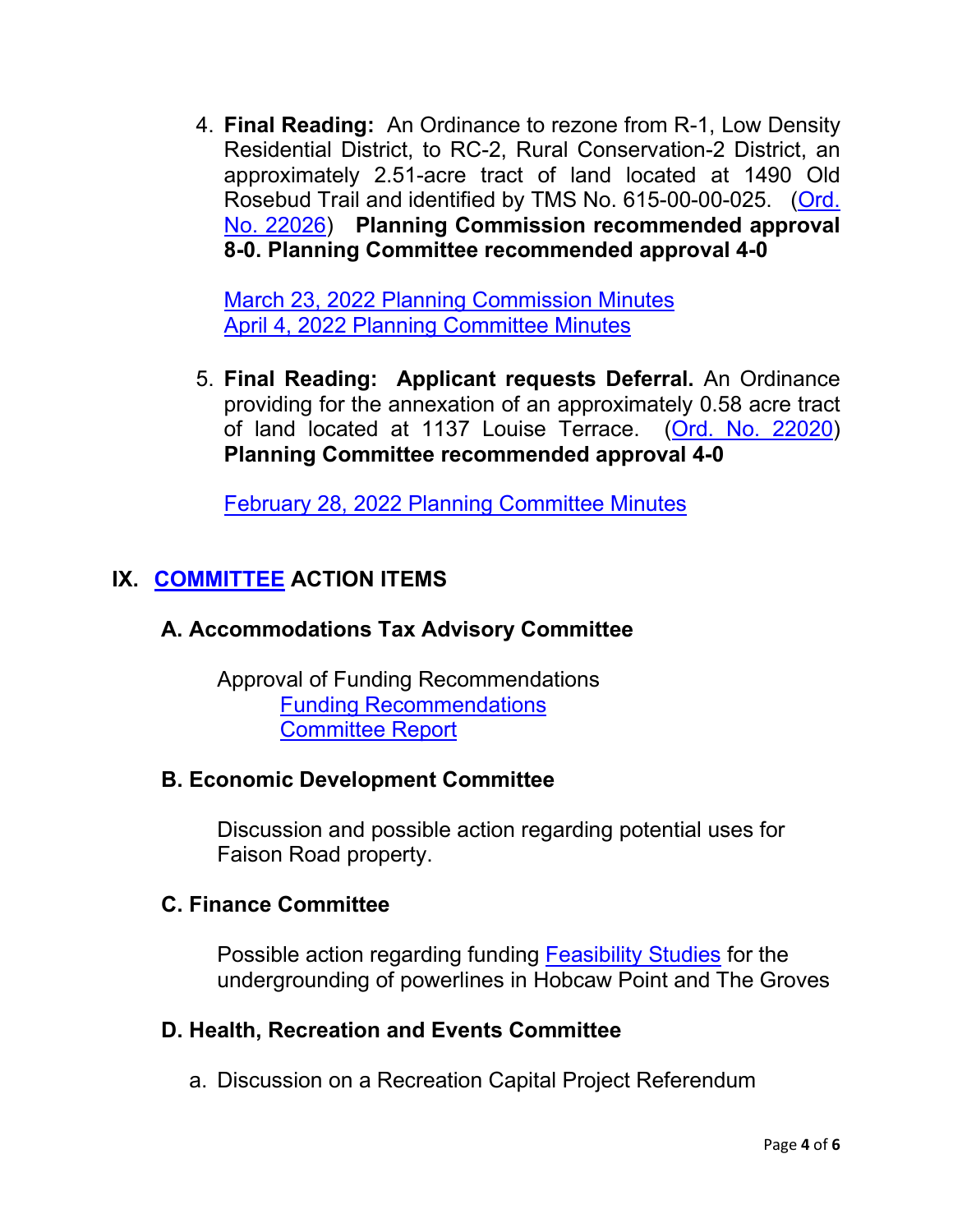4. **Final Reading:** An Ordinance to rezone from R-1, Low Density Residential District, to RC-2, Rural Conservation-2 District, an approximately 2.51-acre tract of land located at 1490 Old Rosebud Trail and identified by TMS No. 615-00-00-025. (Ord. No. 22026) **Planning Commission recommended approval 8-0. Planning Committee recommended approval 4-0**

   March 23, 2022 Planning Commission Minutes
   April 4, 2022 Planning Committee Minutes

5. **Final Reading: Applicant requests Deferral.** An Ordinance providing for the annexation of an approximately 0.58 acre tract of land located at 1137 Louise Terrace. (Ord. No. 22020) **Planning Committee recommended approval 4-0**

   February 28, 2022 Planning Committee Minutes

## IX. COMMITTEE ACTION ITEMS

### A. Accommodations Tax Advisory Committee

Approval of Funding Recommendations
    Funding Recommendations
    Committee Report

### B. Economic Development Committee

Discussion and possible action regarding potential uses for Faison Road property.

### C. Finance Committee

Possible action regarding funding Feasibility Studies for the undergrounding of powerlines in Hobcaw Point and The Groves

### D. Health, Recreation and Events Committee

a. Discussion on a Recreation Capital Project Referendum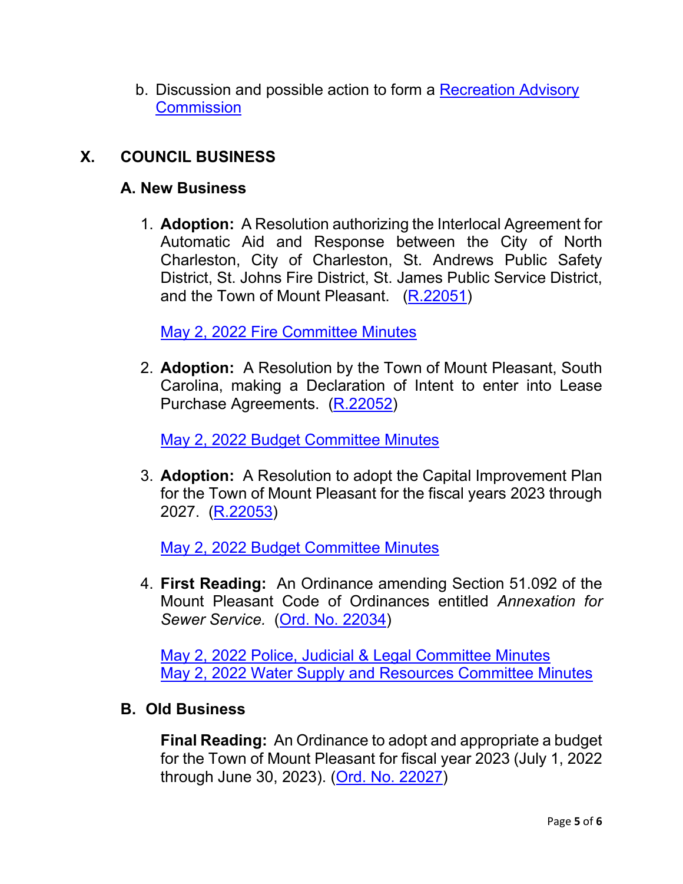b. Discussion and possible action to form a Recreation Advisory Commission

## X. COUNCIL BUSINESS

### A. New Business

1. **Adoption:** A Resolution authorizing the Interlocal Agreement for Automatic Aid and Response between the City of North Charleston, City of Charleston, St. Andrews Public Safety District, St. Johns Fire District, St. James Public Service District, and the Town of Mount Pleasant. (R.22051)

   May 2, 2022 Fire Committee Minutes

2. **Adoption:** A Resolution by the Town of Mount Pleasant, South Carolina, making a Declaration of Intent to enter into Lease Purchase Agreements. (R.22052)

   May 2, 2022 Budget Committee Minutes

3. **Adoption:** A Resolution to adopt the Capital Improvement Plan for the Town of Mount Pleasant for the fiscal years 2023 through 2027. (R.22053)

   May 2, 2022 Budget Committee Minutes

4. **First Reading:** An Ordinance amending Section 51.092 of the Mount Pleasant Code of Ordinances entitled *Annexation for Sewer Service.* (Ord. No. 22034)

   May 2, 2022 Police, Judicial & Legal Committee Minutes
   May 2, 2022 Water Supply and Resources Committee Minutes

### B. Old Business

**Final Reading:** An Ordinance to adopt and appropriate a budget for the Town of Mount Pleasant for fiscal year 2023 (July 1, 2022 through June 30, 2023). (Ord. No. 22027)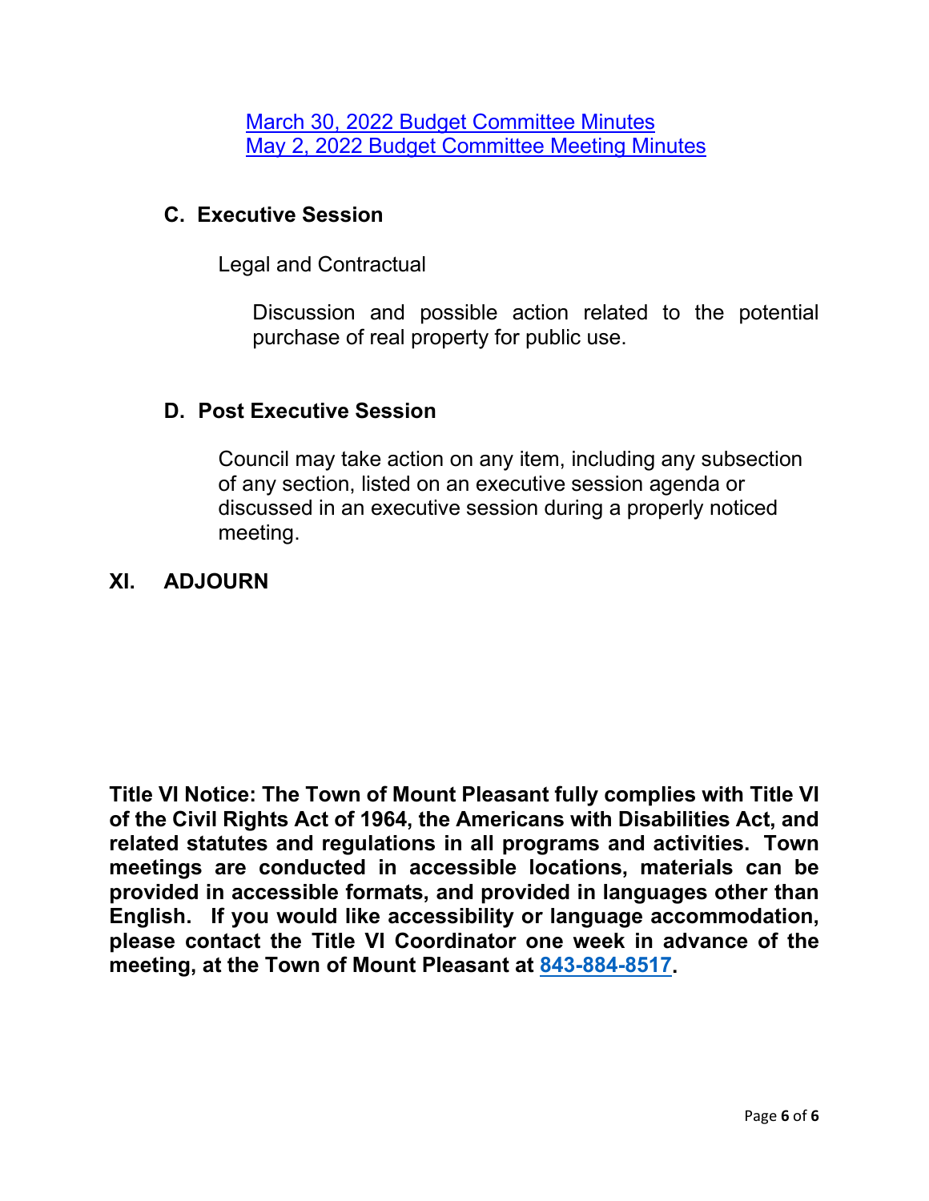[March 30, 2022 Budget Committee Minutes](#)
[May 2, 2022 Budget Committee Meeting Minutes](#)

### C. Executive Session

Legal and Contractual

Discussion and possible action related to the potential purchase of real property for public use.

### D. Post Executive Session

Council may take action on any item, including any subsection of any section, listed on an executive session agenda or discussed in an executive session during a properly noticed meeting.

## XI. ADJOURN

**Title VI Notice: The Town of Mount Pleasant fully complies with Title VI of the Civil Rights Act of 1964, the Americans with Disabilities Act, and related statutes and regulations in all programs and activities. Town meetings are conducted in accessible locations, materials can be provided in accessible formats, and provided in languages other than English. If you would like accessibility or language accommodation, please contact the Title VI Coordinator one week in advance of the meeting, at the Town of Mount Pleasant at 843-884-8517.**